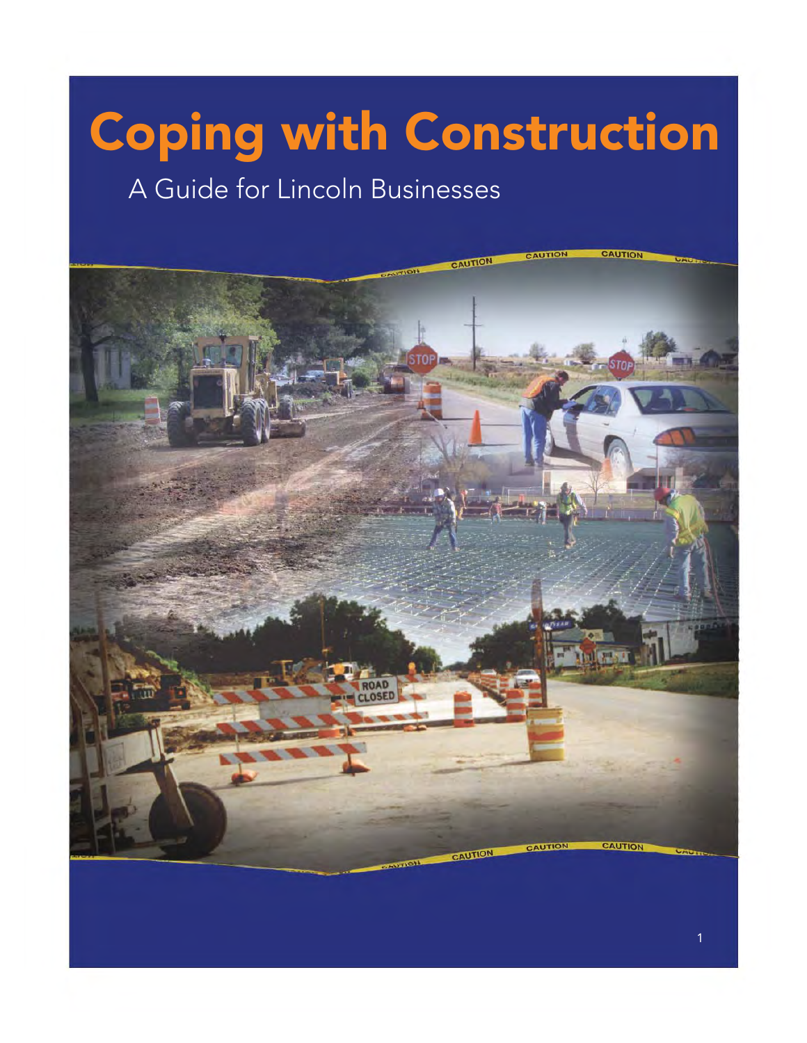# Coping with Construction

A Guide for Lincoln Businesses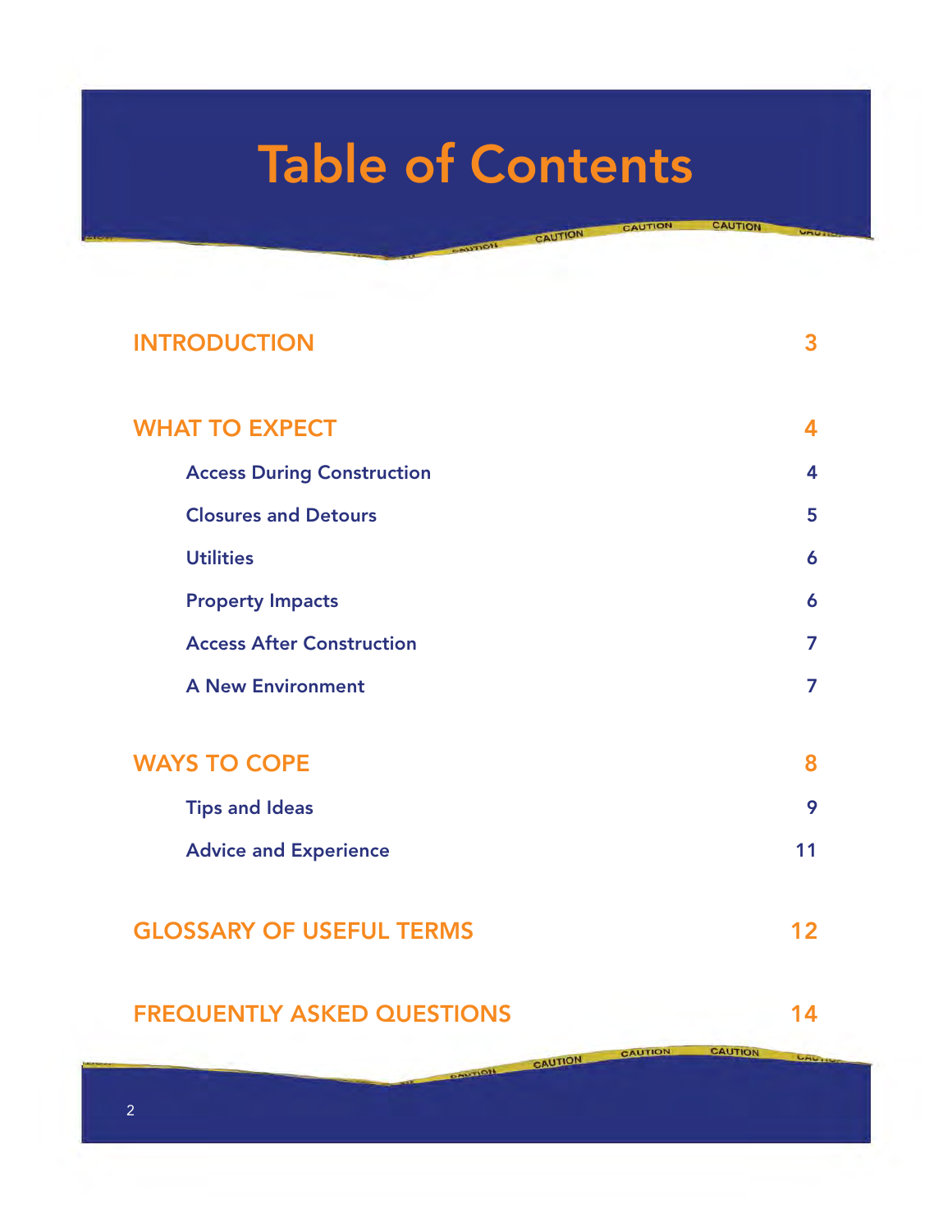# Table of Contents

| | |
|---|---|
| **INTRODUCTION** | **3** |
| **WHAT TO EXPECT** | **4** |
| Access During Construction | 4 |
| Closures and Detours | 5 |
| Utilities | 6 |
| Property Impacts | 6 |
| Access After Construction | 7 |
| A New Environment | 7 |
| **WAYS TO COPE** | **8** |
| Tips and Ideas | 9 |
| Advice and Experience | 11 |
| **GLOSSARY OF USEFUL TERMS** | **12** |
| **FREQUENTLY ASKED QUESTIONS** | **14** |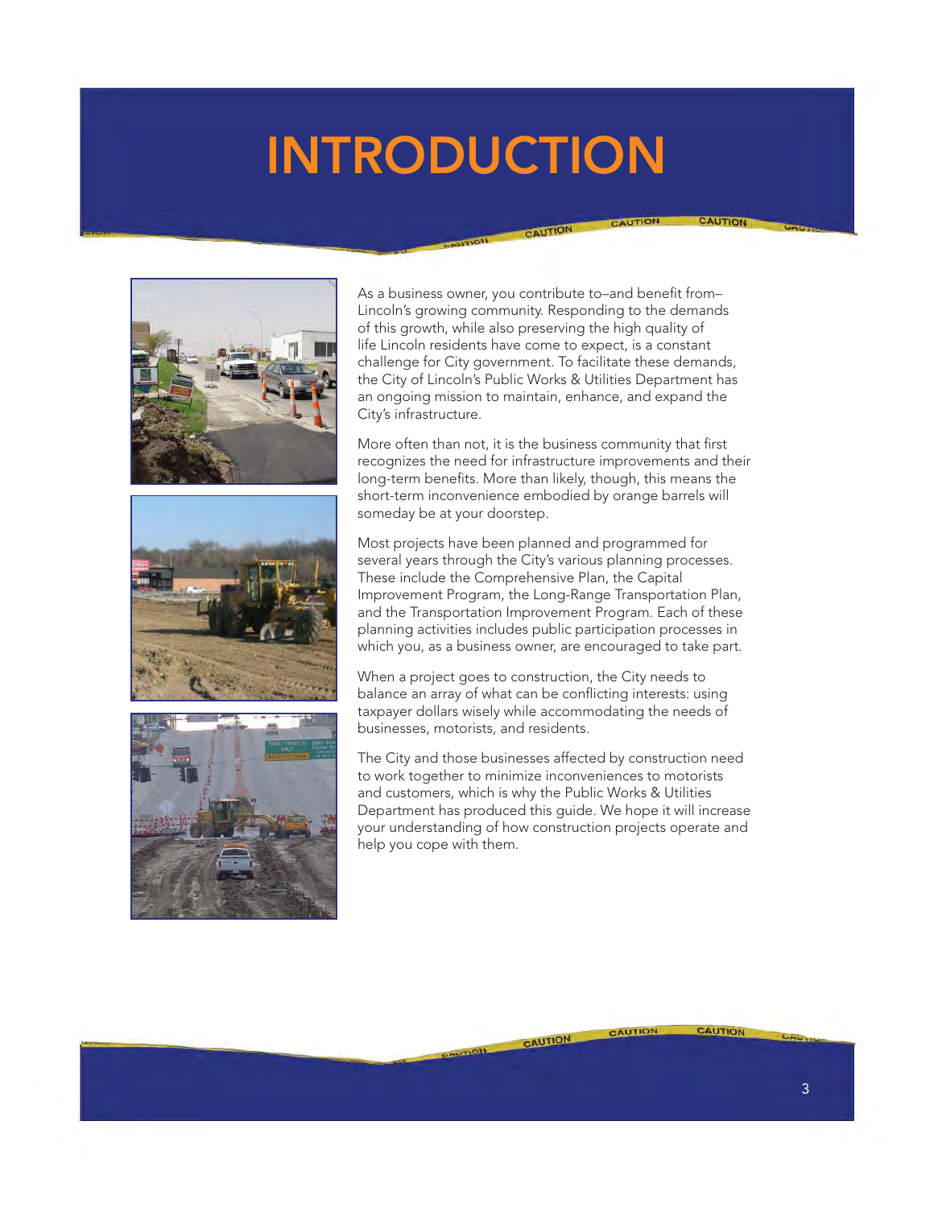# INTRODUCTION

As a business owner, you contribute to–and benefit from–Lincoln's growing community. Responding to the demands of this growth, while also preserving the high quality of life Lincoln residents have come to expect, is a constant challenge for City government. To facilitate these demands, the City of Lincoln's Public Works & Utilities Department has an ongoing mission to maintain, enhance, and expand the City's infrastructure.

More often than not, it is the business community that first recognizes the need for infrastructure improvements and their long-term benefits. More than likely, though, this means the short-term inconvenience embodied by orange barrels will someday be at your doorstep.

Most projects have been planned and programmed for several years through the City's various planning processes. These include the Comprehensive Plan, the Capital Improvement Program, the Long-Range Transportation Plan, and the Transportation Improvement Program. Each of these planning activities includes public participation processes in which you, as a business owner, are encouraged to take part.

When a project goes to construction, the City needs to balance an array of what can be conflicting interests: using taxpayer dollars wisely while accommodating the needs of businesses, motorists, and residents.

The City and those businesses affected by construction need to work together to minimize inconveniences to motorists and customers, which is why the Public Works & Utilities Department has produced this guide. We hope it will increase your understanding of how construction projects operate and help you cope with them.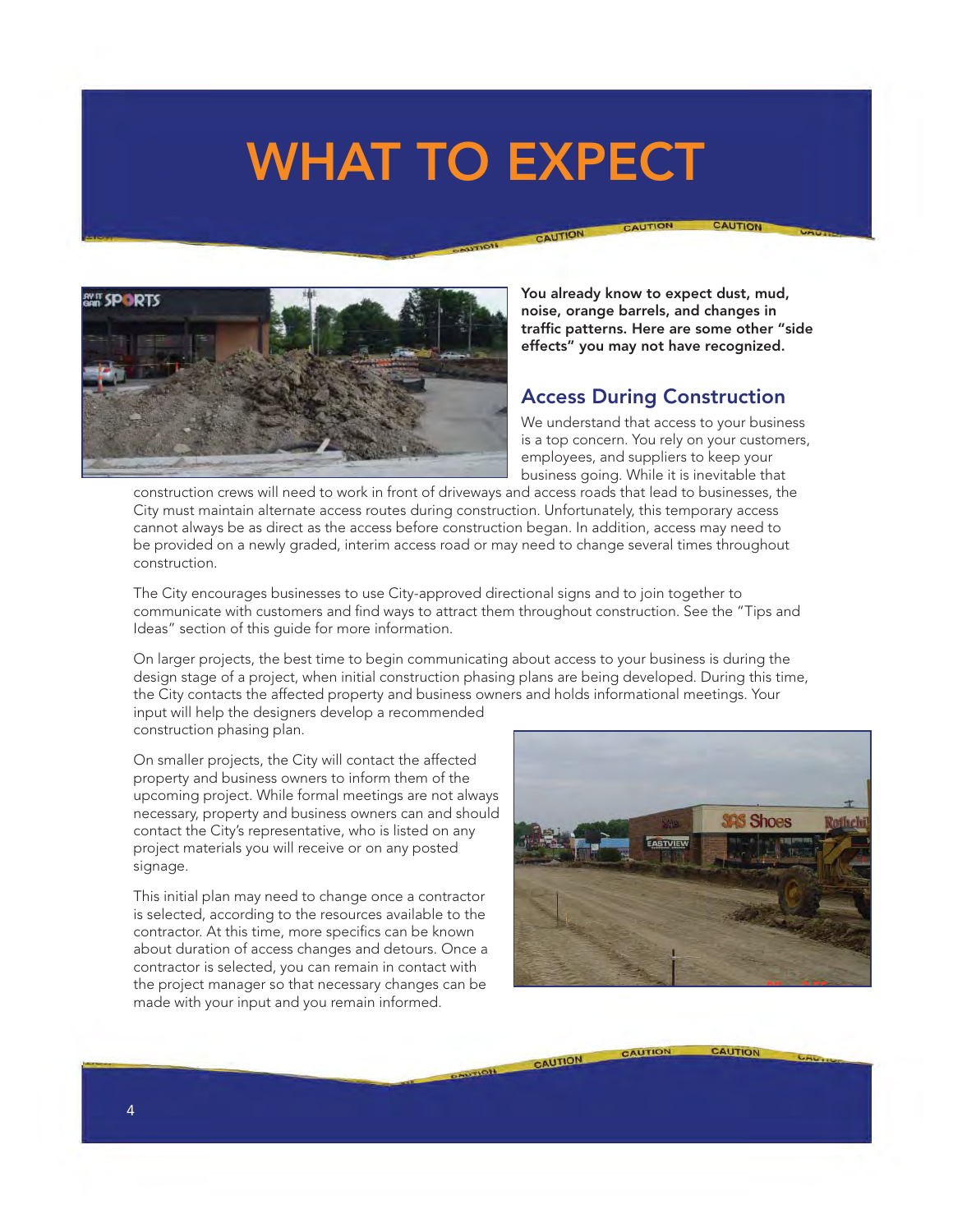# WHAT TO EXPECT

**You already know to expect dust, mud, noise, orange barrels, and changes in traffic patterns. Here are some other "side effects" you may not have recognized.**

## Access During Construction

We understand that access to your business is a top concern. You rely on your customers, employees, and suppliers to keep your business going. While it is inevitable that construction crews will need to work in front of driveways and access roads that lead to businesses, the City must maintain alternate access routes during construction. Unfortunately, this temporary access cannot always be as direct as the access before construction began. In addition, access may need to be provided on a newly graded, interim access road or may need to change several times throughout construction.

The City encourages businesses to use City-approved directional signs and to join together to communicate with customers and find ways to attract them throughout construction. See the "Tips and Ideas" section of this guide for more information.

On larger projects, the best time to begin communicating about access to your business is during the design stage of a project, when initial construction phasing plans are being developed. During this time, the City contacts the affected property and business owners and holds informational meetings. Your input will help the designers develop a recommended construction phasing plan.

On smaller projects, the City will contact the affected property and business owners to inform them of the upcoming project. While formal meetings are not always necessary, property and business owners can and should contact the City's representative, who is listed on any project materials you will receive or on any posted signage.

This initial plan may need to change once a contractor is selected, according to the resources available to the contractor. At this time, more specifics can be known about duration of access changes and detours. Once a contractor is selected, you can remain in contact with the project manager so that necessary changes can be made with your input and you remain informed.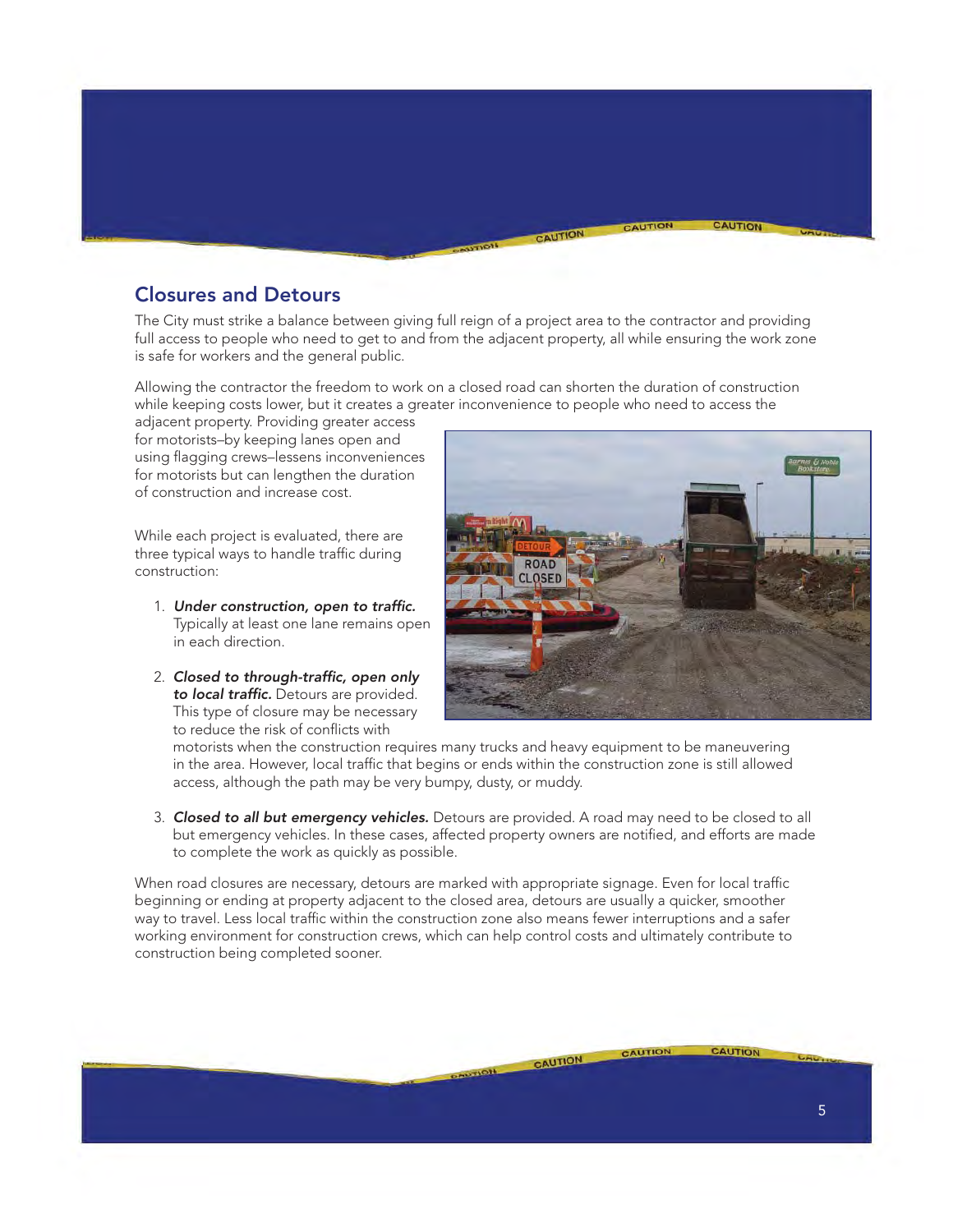## Closures and Detours

The City must strike a balance between giving full reign of a project area to the contractor and providing full access to people who need to get to and from the adjacent property, all while ensuring the work zone is safe for workers and the general public.

Allowing the contractor the freedom to work on a closed road can shorten the duration of construction while keeping costs lower, but it creates a greater inconvenience to people who need to access the adjacent property. Providing greater access for motorists–by keeping lanes open and using flagging crews–lessens inconveniences for motorists but can lengthen the duration of construction and increase cost.

While each project is evaluated, there are three typical ways to handle traffic during construction:

1. ***Under construction, open to traffic.*** Typically at least one lane remains open in each direction.

2. ***Closed to through-traffic, open only to local traffic.*** Detours are provided. This type of closure may be necessary to reduce the risk of conflicts with motorists when the construction requires many trucks and heavy equipment to be maneuvering in the area. However, local traffic that begins or ends within the construction zone is still allowed access, although the path may be very bumpy, dusty, or muddy.

3. ***Closed to all but emergency vehicles.*** Detours are provided. A road may need to be closed to all but emergency vehicles. In these cases, affected property owners are notified, and efforts are made to complete the work as quickly as possible.

When road closures are necessary, detours are marked with appropriate signage. Even for local traffic beginning or ending at property adjacent to the closed area, detours are usually a quicker, smoother way to travel. Less local traffic within the construction zone also means fewer interruptions and a safer working environment for construction crews, which can help control costs and ultimately contribute to construction being completed sooner.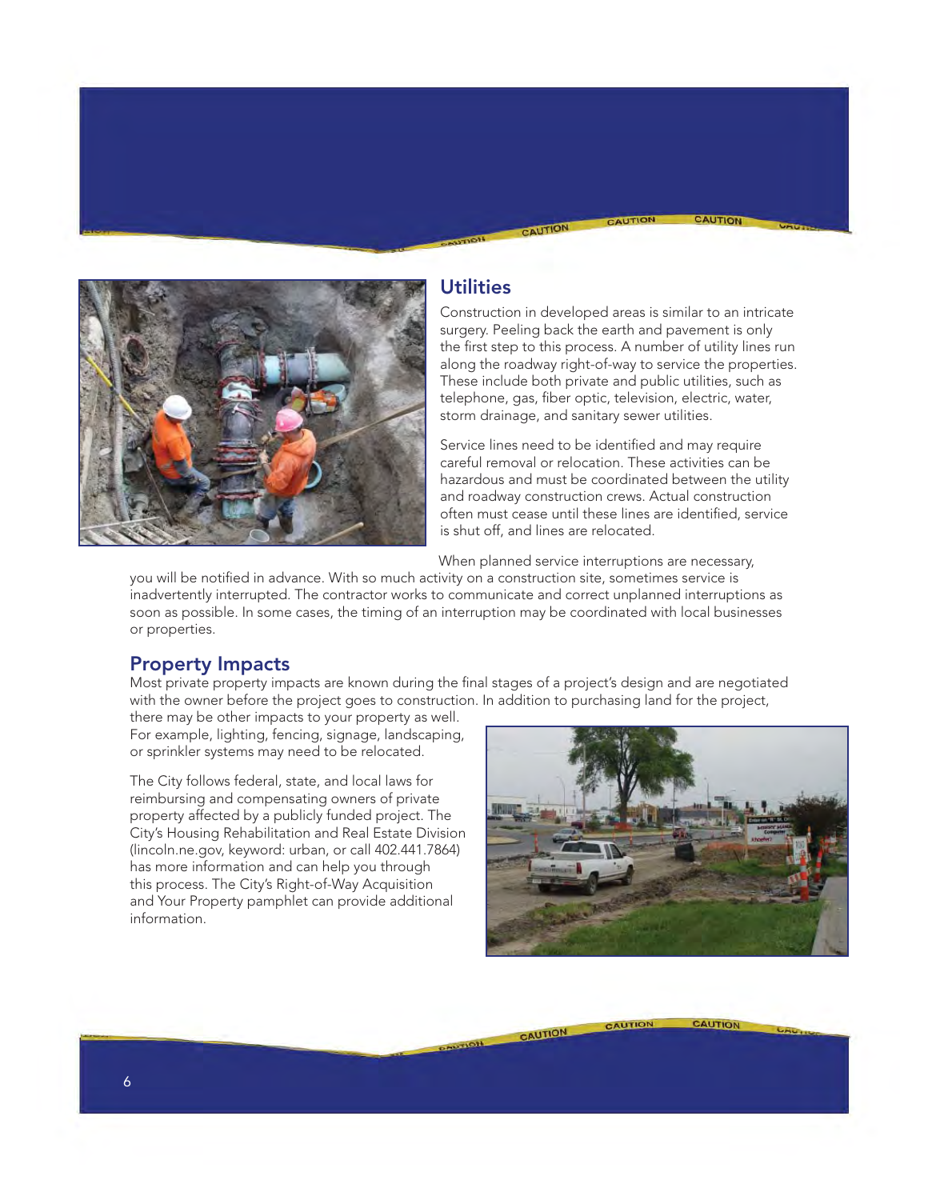## Utilities

Construction in developed areas is similar to an intricate surgery. Peeling back the earth and pavement is only the first step to this process. A number of utility lines run along the roadway right-of-way to service the properties. These include both private and public utilities, such as telephone, gas, fiber optic, television, electric, water, storm drainage, and sanitary sewer utilities.

Service lines need to be identified and may require careful removal or relocation. These activities can be hazardous and must be coordinated between the utility and roadway construction crews. Actual construction often must cease until these lines are identified, service is shut off, and lines are relocated.

When planned service interruptions are necessary, you will be notified in advance. With so much activity on a construction site, sometimes service is inadvertently interrupted. The contractor works to communicate and correct unplanned interruptions as soon as possible. In some cases, the timing of an interruption may be coordinated with local businesses or properties.

## Property Impacts

Most private property impacts are known during the final stages of a project's design and are negotiated with the owner before the project goes to construction. In addition to purchasing land for the project, there may be other impacts to your property as well. For example, lighting, fencing, signage, landscaping, or sprinkler systems may need to be relocated.

The City follows federal, state, and local laws for reimbursing and compensating owners of private property affected by a publicly funded project. The City's Housing Rehabilitation and Real Estate Division (lincoln.ne.gov, keyword: urban, or call 402.441.7864) has more information and can help you through this process. The City's Right-of-Way Acquisition and Your Property pamphlet can provide additional information.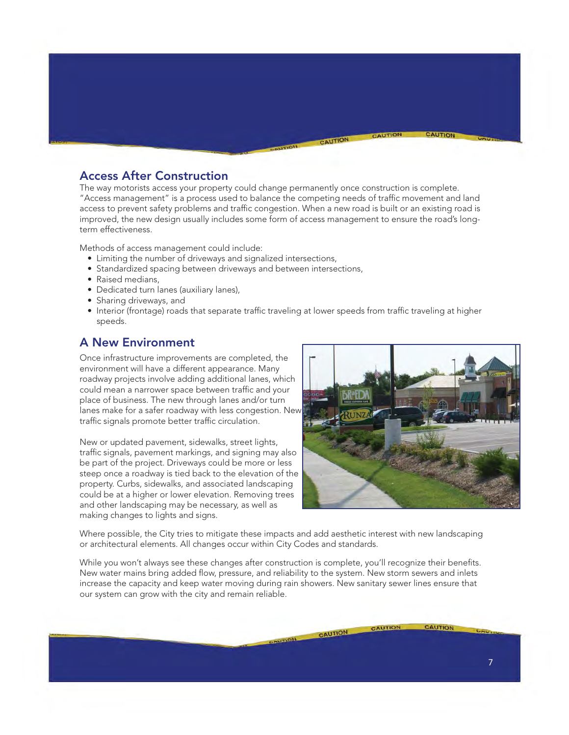## Access After Construction

The way motorists access your property could change permanently once construction is complete. "Access management" is a process used to balance the competing needs of traffic movement and land access to prevent safety problems and traffic congestion. When a new road is built or an existing road is improved, the new design usually includes some form of access management to ensure the road's long-term effectiveness.

Methods of access management could include:

- Limiting the number of driveways and signalized intersections,
- Standardized spacing between driveways and between intersections,
- Raised medians,
- Dedicated turn lanes (auxiliary lanes),
- Sharing driveways, and
- Interior (frontage) roads that separate traffic traveling at lower speeds from traffic traveling at higher speeds.

## A New Environment

Once infrastructure improvements are completed, the environment will have a different appearance. Many roadway projects involve adding additional lanes, which could mean a narrower space between traffic and your place of business. The new through lanes and/or turn lanes make for a safer roadway with less congestion. New traffic signals promote better traffic circulation.

New or updated pavement, sidewalks, street lights, traffic signals, pavement markings, and signing may also be part of the project. Driveways could be more or less steep once a roadway is tied back to the elevation of the property. Curbs, sidewalks, and associated landscaping could be at a higher or lower elevation. Removing trees and other landscaping may be necessary, as well as making changes to lights and signs.

Where possible, the City tries to mitigate these impacts and add aesthetic interest with new landscaping or architectural elements. All changes occur within City Codes and standards.

While you won't always see these changes after construction is complete, you'll recognize their benefits. New water mains bring added flow, pressure, and reliability to the system. New storm sewers and inlets increase the capacity and keep water moving during rain showers. New sanitary sewer lines ensure that our system can grow with the city and remain reliable.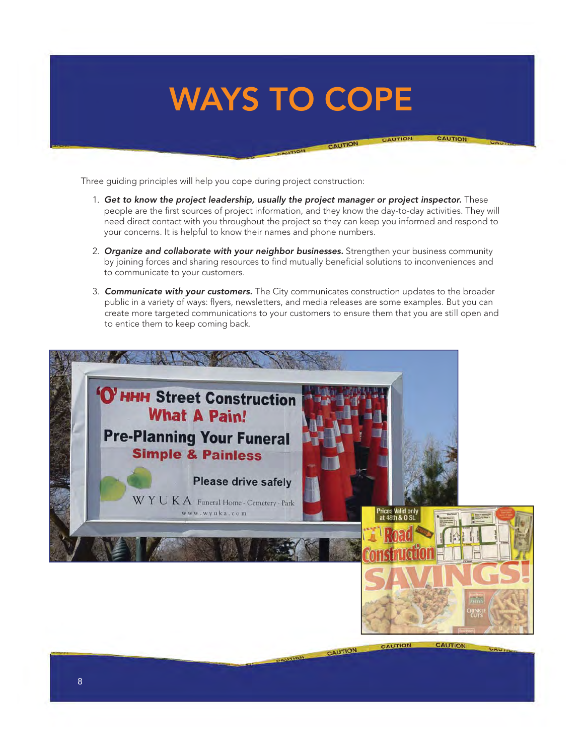# WAYS TO COPE

Three guiding principles will help you cope during project construction:

1. ***Get to know the project leadership, usually the project manager or project inspector.*** These people are the first sources of project information, and they know the day-to-day activities. They will need direct contact with you throughout the project so they can keep you informed and respond to your concerns. It is helpful to know their names and phone numbers.

2. ***Organize and collaborate with your neighbor businesses.*** Strengthen your business community by joining forces and sharing resources to find mutually beneficial solutions to inconveniences and to communicate to your customers.

3. ***Communicate with your customers.*** The City communicates construction updates to the broader public in a variety of ways: flyers, newsletters, and media releases are some examples. But you can create more targeted communications to your customers to ensure them that you are still open and to entice them to keep coming back.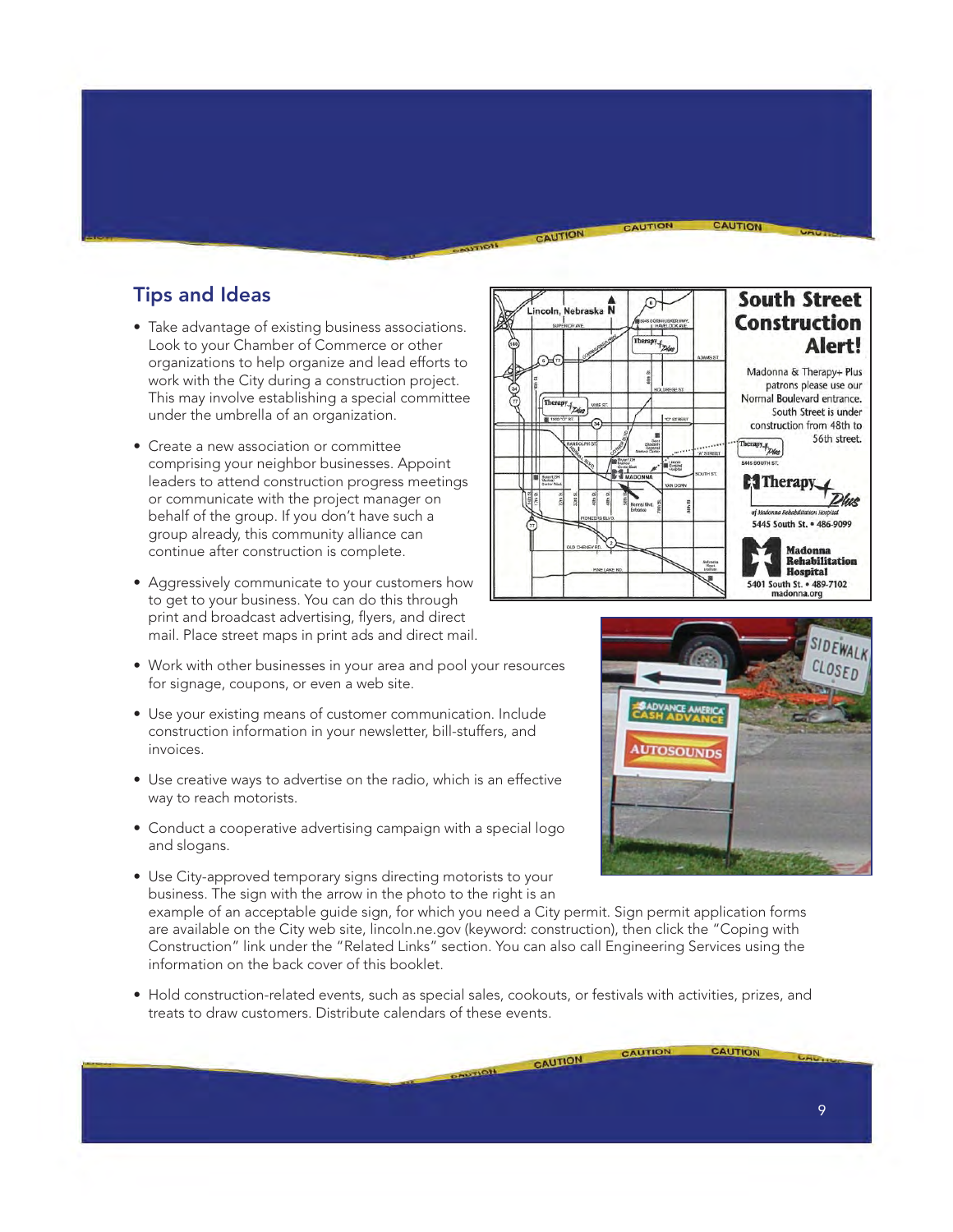## Tips and Ideas

- Take advantage of existing business associations. Look to your Chamber of Commerce or other organizations to help organize and lead efforts to work with the City during a construction project. This may involve establishing a special committee under the umbrella of an organization.
- Create a new association or committee comprising your neighbor businesses. Appoint leaders to attend construction progress meetings or communicate with the project manager on behalf of the group. If you don't have such a group already, this community alliance can continue after construction is complete.
- Aggressively communicate to your customers how to get to your business. You can do this through print and broadcast advertising, flyers, and direct mail. Place street maps in print ads and direct mail.
- Work with other businesses in your area and pool your resources for signage, coupons, or even a web site.
- Use your existing means of customer communication. Include construction information in your newsletter, bill-stuffers, and invoices.
- Use creative ways to advertise on the radio, which is an effective way to reach motorists.
- Conduct a cooperative advertising campaign with a special logo and slogans.
- Use City-approved temporary signs directing motorists to your business. The sign with the arrow in the photo to the right is an example of an acceptable guide sign, for which you need a City permit. Sign permit application forms are available on the City web site, lincoln.ne.gov (keyword: construction), then click the "Coping with Construction" link under the "Related Links" section. You can also call Engineering Services using the information on the back cover of this booklet.
- Hold construction-related events, such as special sales, cookouts, or festivals with activities, prizes, and treats to draw customers. Distribute calendars of these events.

**South Street Construction Alert!**

Madonna & Therapy+ Plus patrons please use our Normal Boulevard entrance. South Street is under construction from 48th to 56th street.

Therapy Plus of Madonna Rehabilitation Hospital
5445 South St. • 486-9099

Madonna Rehabilitation Hospital
5401 South St. • 489-7102
madonna.org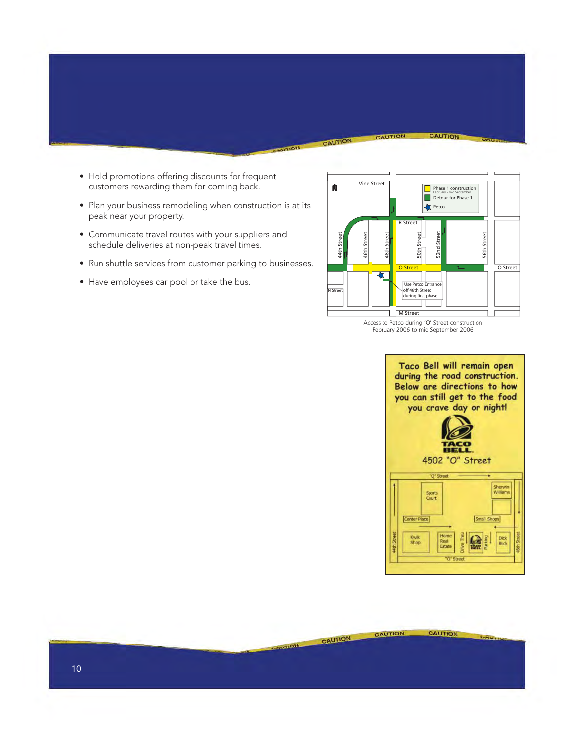- Hold promotions offering discounts for frequent customers rewarding them for coming back.
- Plan your business remodeling when construction is at its peak near your property.
- Communicate travel routes with your suppliers and schedule deliveries at non-peak travel times.
- Run shuttle services from customer parking to businesses.
- Have employees car pool or take the bus.

Access to Petco during 'O' Street construction February 2006 to mid September 2006

Taco Bell will remain open during the road construction. Below are directions to how you can still get to the food you crave day or night!

4502 "O" Street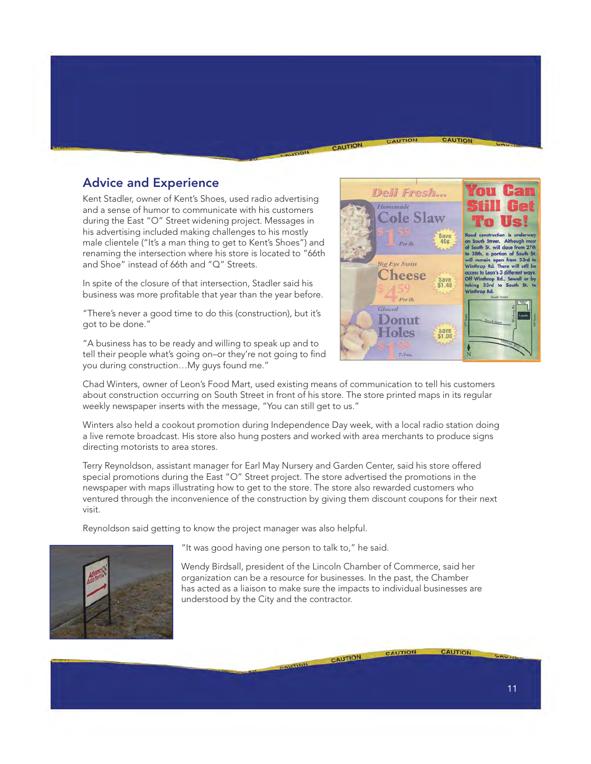## Advice and Experience

Kent Stadler, owner of Kent's Shoes, used radio advertising and a sense of humor to communicate with his customers during the East "O" Street widening project. Messages in his advertising included making challenges to his mostly male clientele ("It's a man thing to get to Kent's Shoes") and renaming the intersection where his store is located to "66th and Shoe" instead of 66th and "O" Streets.

In spite of the closure of that intersection, Stadler said his business was more profitable that year than the year before.

"There's never a good time to do this (construction), but it's got to be done."

"A business has to be ready and willing to speak up and to tell their people what's going on–or they're not going to find you during construction…My guys found me."

Chad Winters, owner of Leon's Food Mart, used existing means of communication to tell his customers about construction occurring on South Street in front of his store. The store printed maps in its regular weekly newspaper inserts with the message, "You can still get to us."

Winters also held a cookout promotion during Independence Day week, with a local radio station doing a live remote broadcast. His store also hung posters and worked with area merchants to produce signs directing motorists to area stores.

Terry Reynoldson, assistant manager for Earl May Nursery and Garden Center, said his store offered special promotions during the East "O" Street project. The store advertised the promotions in the newspaper with maps illustrating how to get to the store. The store also rewarded customers who ventured through the inconvenience of the construction by giving them discount coupons for their next visit.

Reynoldson said getting to know the project manager was also helpful.

"It was good having one person to talk to," he said.

Wendy Birdsall, president of the Lincoln Chamber of Commerce, said her organization can be a resource for businesses. In the past, the Chamber has acted as a liaison to make sure the impacts to individual businesses are understood by the City and the contractor.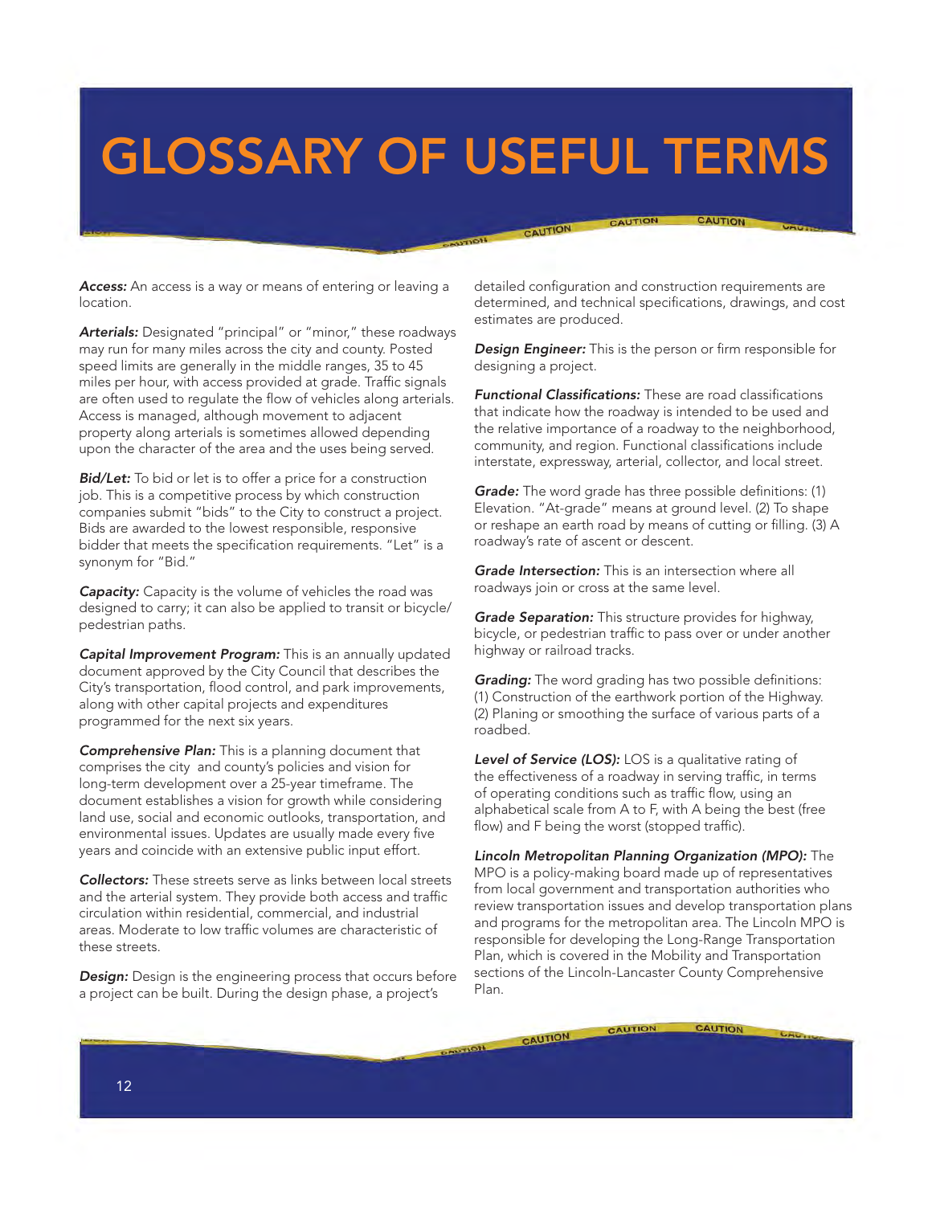# GLOSSARY OF USEFUL TERMS

***Access:*** An access is a way or means of entering or leaving a location.

***Arterials:*** Designated "principal" or "minor," these roadways may run for many miles across the city and county. Posted speed limits are generally in the middle ranges, 35 to 45 miles per hour, with access provided at grade. Traffic signals are often used to regulate the flow of vehicles along arterials. Access is managed, although movement to adjacent property along arterials is sometimes allowed depending upon the character of the area and the uses being served.

***Bid/Let:*** To bid or let is to offer a price for a construction job. This is a competitive process by which construction companies submit "bids" to the City to construct a project. Bids are awarded to the lowest responsible, responsive bidder that meets the specification requirements. "Let" is a synonym for "Bid."

***Capacity:*** Capacity is the volume of vehicles the road was designed to carry; it can also be applied to transit or bicycle/pedestrian paths.

***Capital Improvement Program:*** This is an annually updated document approved by the City Council that describes the City's transportation, flood control, and park improvements, along with other capital projects and expenditures programmed for the next six years.

***Comprehensive Plan:*** This is a planning document that comprises the city and county's policies and vision for long-term development over a 25-year timeframe. The document establishes a vision for growth while considering land use, social and economic outlooks, transportation, and environmental issues. Updates are usually made every five years and coincide with an extensive public input effort.

***Collectors:*** These streets serve as links between local streets and the arterial system. They provide both access and traffic circulation within residential, commercial, and industrial areas. Moderate to low traffic volumes are characteristic of these streets.

***Design:*** Design is the engineering process that occurs before a project can be built. During the design phase, a project's detailed configuration and construction requirements are determined, and technical specifications, drawings, and cost estimates are produced.

***Design Engineer:*** This is the person or firm responsible for designing a project.

***Functional Classifications:*** These are road classifications that indicate how the roadway is intended to be used and the relative importance of a roadway to the neighborhood, community, and region. Functional classifications include interstate, expressway, arterial, collector, and local street.

***Grade:*** The word grade has three possible definitions: (1) Elevation. "At-grade" means at ground level. (2) To shape or reshape an earth road by means of cutting or filling. (3) A roadway's rate of ascent or descent.

***Grade Intersection:*** This is an intersection where all roadways join or cross at the same level.

***Grade Separation:*** This structure provides for highway, bicycle, or pedestrian traffic to pass over or under another highway or railroad tracks.

***Grading:*** The word grading has two possible definitions: (1) Construction of the earthwork portion of the Highway. (2) Planing or smoothing the surface of various parts of a roadbed.

***Level of Service (LOS):*** LOS is a qualitative rating of the effectiveness of a roadway in serving traffic, in terms of operating conditions such as traffic flow, using an alphabetical scale from A to F, with A being the best (free flow) and F being the worst (stopped traffic).

***Lincoln Metropolitan Planning Organization (MPO):*** The MPO is a policy-making board made up of representatives from local government and transportation authorities who review transportation issues and develop transportation plans and programs for the metropolitan area. The Lincoln MPO is responsible for developing the Long-Range Transportation Plan, which is covered in the Mobility and Transportation sections of the Lincoln-Lancaster County Comprehensive Plan.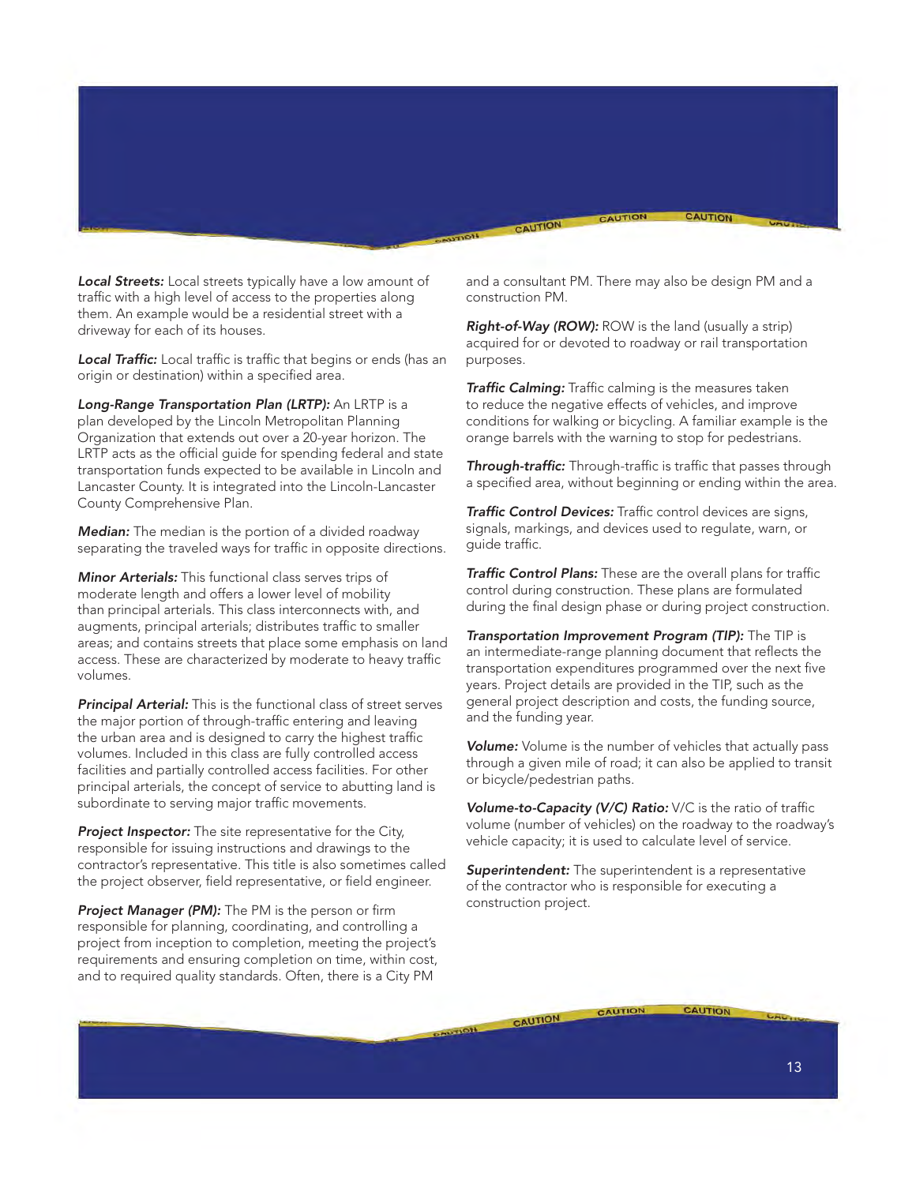***Local Streets:*** Local streets typically have a low amount of traffic with a high level of access to the properties along them. An example would be a residential street with a driveway for each of its houses.

***Local Traffic:*** Local traffic is traffic that begins or ends (has an origin or destination) within a specified area.

***Long-Range Transportation Plan (LRTP):*** An LRTP is a plan developed by the Lincoln Metropolitan Planning Organization that extends out over a 20-year horizon. The LRTP acts as the official guide for spending federal and state transportation funds expected to be available in Lincoln and Lancaster County. It is integrated into the Lincoln-Lancaster County Comprehensive Plan.

***Median:*** The median is the portion of a divided roadway separating the traveled ways for traffic in opposite directions.

***Minor Arterials:*** This functional class serves trips of moderate length and offers a lower level of mobility than principal arterials. This class interconnects with, and augments, principal arterials; distributes traffic to smaller areas; and contains streets that place some emphasis on land access. These are characterized by moderate to heavy traffic volumes.

***Principal Arterial:*** This is the functional class of street serves the major portion of through-traffic entering and leaving the urban area and is designed to carry the highest traffic volumes. Included in this class are fully controlled access facilities and partially controlled access facilities. For other principal arterials, the concept of service to abutting land is subordinate to serving major traffic movements.

***Project Inspector:*** The site representative for the City, responsible for issuing instructions and drawings to the contractor's representative. This title is also sometimes called the project observer, field representative, or field engineer.

***Project Manager (PM):*** The PM is the person or firm responsible for planning, coordinating, and controlling a project from inception to completion, meeting the project's requirements and ensuring completion on time, within cost, and to required quality standards. Often, there is a City PM and a consultant PM. There may also be design PM and a construction PM.

***Right-of-Way (ROW):*** ROW is the land (usually a strip) acquired for or devoted to roadway or rail transportation purposes.

***Traffic Calming:*** Traffic calming is the measures taken to reduce the negative effects of vehicles, and improve conditions for walking or bicycling. A familiar example is the orange barrels with the warning to stop for pedestrians.

***Through-traffic:*** Through-traffic is traffic that passes through a specified area, without beginning or ending within the area.

***Traffic Control Devices:*** Traffic control devices are signs, signals, markings, and devices used to regulate, warn, or guide traffic.

***Traffic Control Plans:*** These are the overall plans for traffic control during construction. These plans are formulated during the final design phase or during project construction.

***Transportation Improvement Program (TIP):*** The TIP is an intermediate-range planning document that reflects the transportation expenditures programmed over the next five years. Project details are provided in the TIP, such as the general project description and costs, the funding source, and the funding year.

***Volume:*** Volume is the number of vehicles that actually pass through a given mile of road; it can also be applied to transit or bicycle/pedestrian paths.

***Volume-to-Capacity (V/C) Ratio:*** V/C is the ratio of traffic volume (number of vehicles) on the roadway to the roadway's vehicle capacity; it is used to calculate level of service.

***Superintendent:*** The superintendent is a representative of the contractor who is responsible for executing a construction project.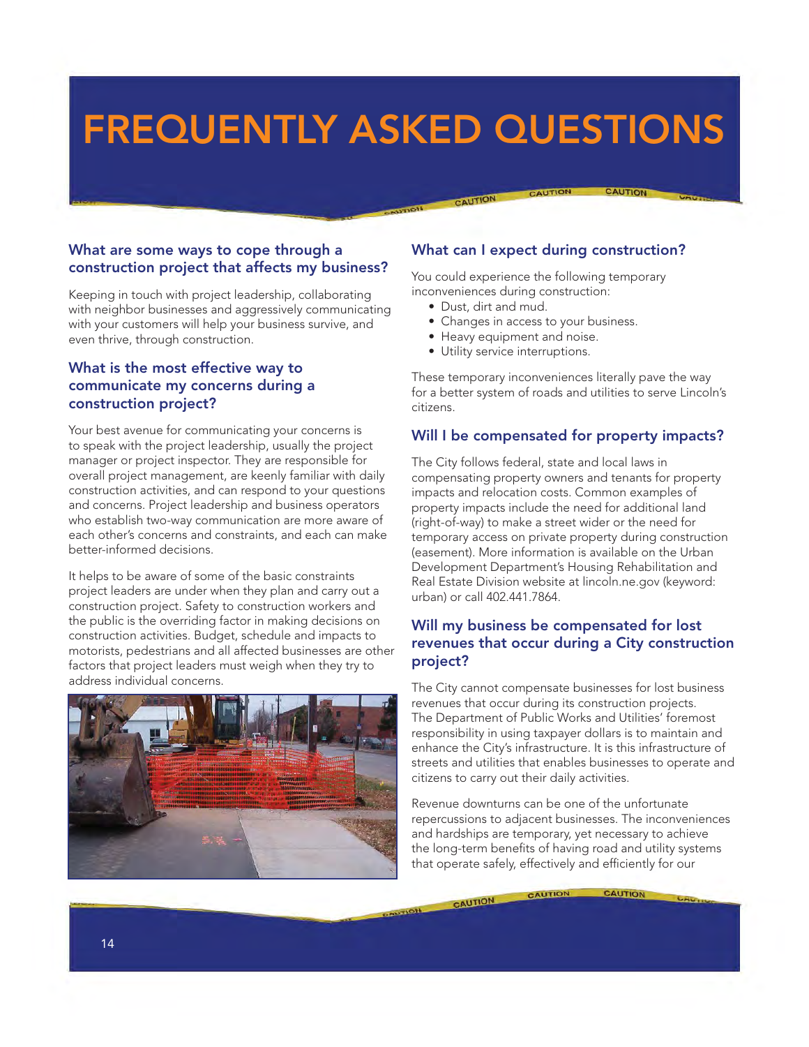# FREQUENTLY ASKED QUESTIONS

### What are some ways to cope through a construction project that affects my business?

Keeping in touch with project leadership, collaborating with neighbor businesses and aggressively communicating with your customers will help your business survive, and even thrive, through construction.

### What is the most effective way to communicate my concerns during a construction project?

Your best avenue for communicating your concerns is to speak with the project leadership, usually the project manager or project inspector. They are responsible for overall project management, are keenly familiar with daily construction activities, and can respond to your questions and concerns. Project leadership and business operators who establish two-way communication are more aware of each other's concerns and constraints, and each can make better-informed decisions.

It helps to be aware of some of the basic constraints project leaders are under when they plan and carry out a construction project. Safety to construction workers and the public is the overriding factor in making decisions on construction activities. Budget, schedule and impacts to motorists, pedestrians and all affected businesses are other factors that project leaders must weigh when they try to address individual concerns.

### What can I expect during construction?

You could experience the following temporary inconveniences during construction:

- Dust, dirt and mud.
- Changes in access to your business.
- Heavy equipment and noise.
- Utility service interruptions.

These temporary inconveniences literally pave the way for a better system of roads and utilities to serve Lincoln's citizens.

### Will I be compensated for property impacts?

The City follows federal, state and local laws in compensating property owners and tenants for property impacts and relocation costs. Common examples of property impacts include the need for additional land (right-of-way) to make a street wider or the need for temporary access on private property during construction (easement). More information is available on the Urban Development Department's Housing Rehabilitation and Real Estate Division website at lincoln.ne.gov (keyword: urban) or call 402.441.7864.

### Will my business be compensated for lost revenues that occur during a City construction project?

The City cannot compensate businesses for lost business revenues that occur during its construction projects. The Department of Public Works and Utilities' foremost responsibility in using taxpayer dollars is to maintain and enhance the City's infrastructure. It is this infrastructure of streets and utilities that enables businesses to operate and citizens to carry out their daily activities.

Revenue downturns can be one of the unfortunate repercussions to adjacent businesses. The inconveniences and hardships are temporary, yet necessary to achieve the long-term benefits of having road and utility systems that operate safely, effectively and efficiently for our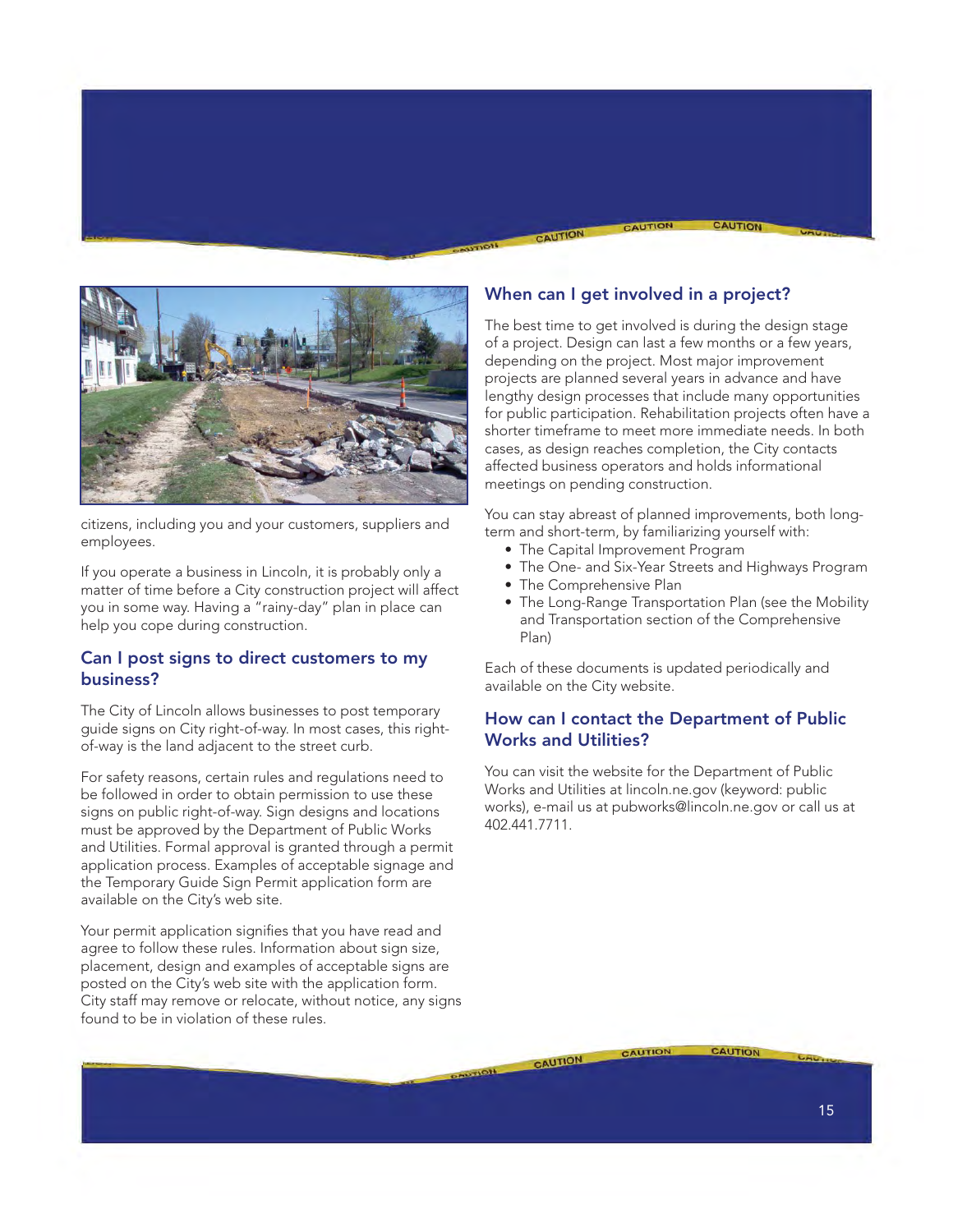citizens, including you and your customers, suppliers and employees.

If you operate a business in Lincoln, it is probably only a matter of time before a City construction project will affect you in some way. Having a "rainy-day" plan in place can help you cope during construction.

## Can I post signs to direct customers to my business?

The City of Lincoln allows businesses to post temporary guide signs on City right-of-way. In most cases, this right-of-way is the land adjacent to the street curb.

For safety reasons, certain rules and regulations need to be followed in order to obtain permission to use these signs on public right-of-way. Sign designs and locations must be approved by the Department of Public Works and Utilities. Formal approval is granted through a permit application process. Examples of acceptable signage and the Temporary Guide Sign Permit application form are available on the City's web site.

Your permit application signifies that you have read and agree to follow these rules. Information about sign size, placement, design and examples of acceptable signs are posted on the City's web site with the application form. City staff may remove or relocate, without notice, any signs found to be in violation of these rules.

## When can I get involved in a project?

The best time to get involved is during the design stage of a project. Design can last a few months or a few years, depending on the project. Most major improvement projects are planned several years in advance and have lengthy design processes that include many opportunities for public participation. Rehabilitation projects often have a shorter timeframe to meet more immediate needs. In both cases, as design reaches completion, the City contacts affected business operators and holds informational meetings on pending construction.

You can stay abreast of planned improvements, both long-term and short-term, by familiarizing yourself with:

- The Capital Improvement Program
- The One- and Six-Year Streets and Highways Program
- The Comprehensive Plan
- The Long-Range Transportation Plan (see the Mobility and Transportation section of the Comprehensive Plan)

Each of these documents is updated periodically and available on the City website.

## How can I contact the Department of Public Works and Utilities?

You can visit the website for the Department of Public Works and Utilities at lincoln.ne.gov (keyword: public works), e-mail us at pubworks@lincoln.ne.gov or call us at 402.441.7711.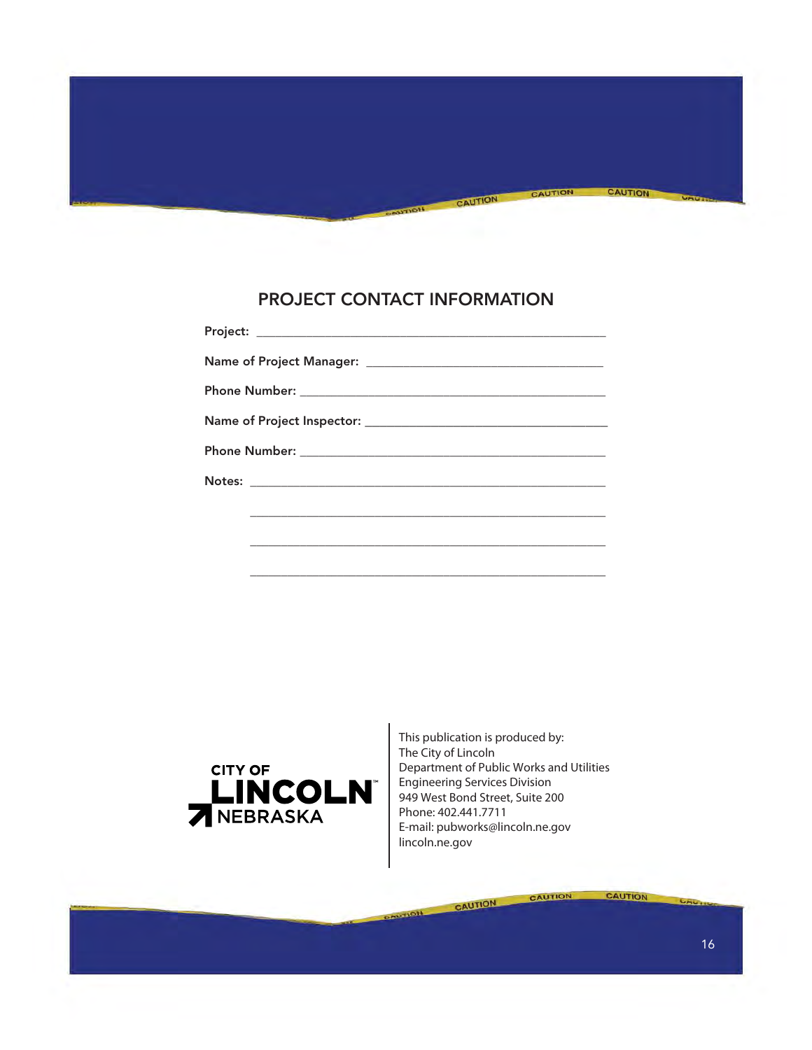## PROJECT CONTACT INFORMATION

**Project:** ________________________________________________

**Name of Project Manager:** ________________________________

**Phone Number:** ___________________________________________

**Name of Project Inspector:** _______________________________

**Phone Number:** ___________________________________________

**Notes:** _________________________________________________

_________________________________________________

_________________________________________________

_________________________________________________

CITY OF LINCOLN™ NEBRASKA

This publication is produced by:
The City of Lincoln
Department of Public Works and Utilities
Engineering Services Division
949 West Bond Street, Suite 200
Phone: 402.441.7711
E-mail: pubworks@lincoln.ne.gov
lincoln.ne.gov